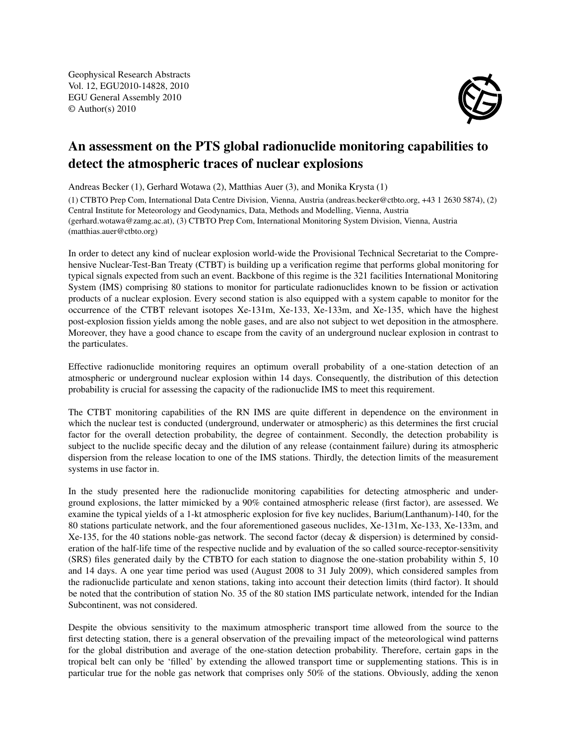Geophysical Research Abstracts
Vol. 12, EGU2010-14828, 2010
EGU General Assembly 2010
© Author(s) 2010

# An assessment on the PTS global radionuclide monitoring capabilities to detect the atmospheric traces of nuclear explosions

Andreas Becker (1), Gerhard Wotawa (2), Matthias Auer (3), and Monika Krysta (1)

(1) CTBTO Prep Com, International Data Centre Division, Vienna, Austria (andreas.becker@ctbto.org, +43 1 2630 5874), (2) Central Institute for Meteorology and Geodynamics, Data, Methods and Modelling, Vienna, Austria (gerhard.wotawa@zamg.ac.at), (3) CTBTO Prep Com, International Monitoring System Division, Vienna, Austria (matthias.auer@ctbto.org)

In order to detect any kind of nuclear explosion world-wide the Provisional Technical Secretariat to the Comprehensive Nuclear-Test-Ban Treaty (CTBT) is building up a verification regime that performs global monitoring for typical signals expected from such an event. Backbone of this regime is the 321 facilities International Monitoring System (IMS) comprising 80 stations to monitor for particulate radionuclides known to be fission or activation products of a nuclear explosion. Every second station is also equipped with a system capable to monitor for the occurrence of the CTBT relevant isotopes Xe-131m, Xe-133, Xe-133m, and Xe-135, which have the highest post-explosion fission yields among the noble gases, and are also not subject to wet deposition in the atmosphere. Moreover, they have a good chance to escape from the cavity of an underground nuclear explosion in contrast to the particulates.

Effective radionuclide monitoring requires an optimum overall probability of a one-station detection of an atmospheric or underground nuclear explosion within 14 days. Consequently, the distribution of this detection probability is crucial for assessing the capacity of the radionuclide IMS to meet this requirement.

The CTBT monitoring capabilities of the RN IMS are quite different in dependence on the environment in which the nuclear test is conducted (underground, underwater or atmospheric) as this determines the first crucial factor for the overall detection probability, the degree of containment. Secondly, the detection probability is subject to the nuclide specific decay and the dilution of any release (containment failure) during its atmospheric dispersion from the release location to one of the IMS stations. Thirdly, the detection limits of the measurement systems in use factor in.

In the study presented here the radionuclide monitoring capabilities for detecting atmospheric and underground explosions, the latter mimicked by a 90% contained atmospheric release (first factor), are assessed. We examine the typical yields of a 1-kt atmospheric explosion for five key nuclides, Barium(Lanthanum)-140, for the 80 stations particulate network, and the four aforementioned gaseous nuclides, Xe-131m, Xe-133, Xe-133m, and Xe-135, for the 40 stations noble-gas network. The second factor (decay & dispersion) is determined by consideration of the half-life time of the respective nuclide and by evaluation of the so called source-receptor-sensitivity (SRS) files generated daily by the CTBTO for each station to diagnose the one-station probability within 5, 10 and 14 days. A one year time period was used (August 2008 to 31 July 2009), which considered samples from the radionuclide particulate and xenon stations, taking into account their detection limits (third factor). It should be noted that the contribution of station No. 35 of the 80 station IMS particulate network, intended for the Indian Subcontinent, was not considered.

Despite the obvious sensitivity to the maximum atmospheric transport time allowed from the source to the first detecting station, there is a general observation of the prevailing impact of the meteorological wind patterns for the global distribution and average of the one-station detection probability. Therefore, certain gaps in the tropical belt can only be 'filled' by extending the allowed transport time or supplementing stations. This is in particular true for the noble gas network that comprises only 50% of the stations. Obviously, adding the xenon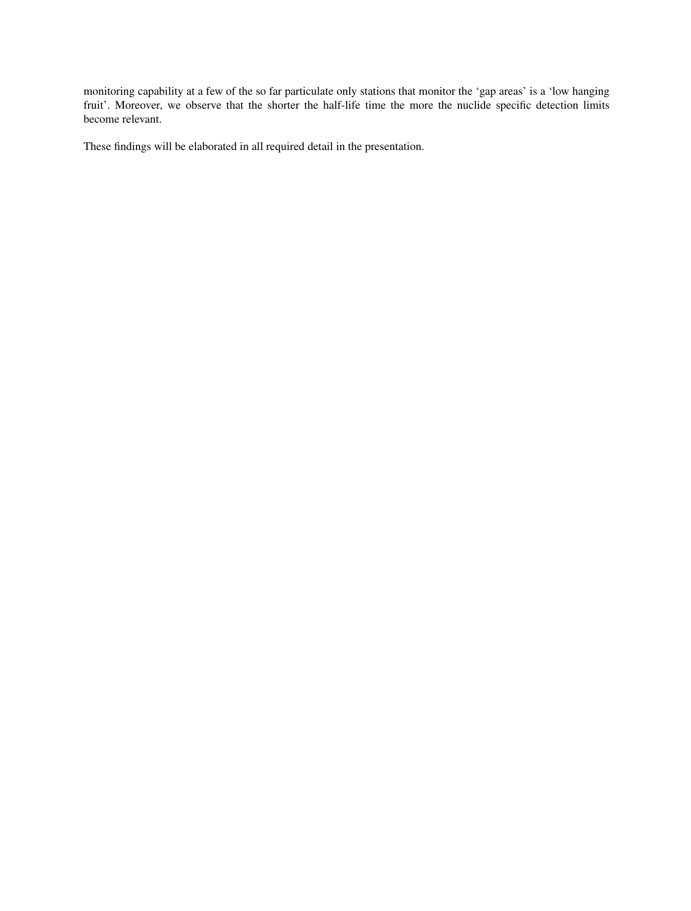monitoring capability at a few of the so far particulate only stations that monitor the ‘gap areas’ is a ‘low hanging fruit’. Moreover, we observe that the shorter the half-life time the more the nuclide specific detection limits become relevant.

These findings will be elaborated in all required detail in the presentation.